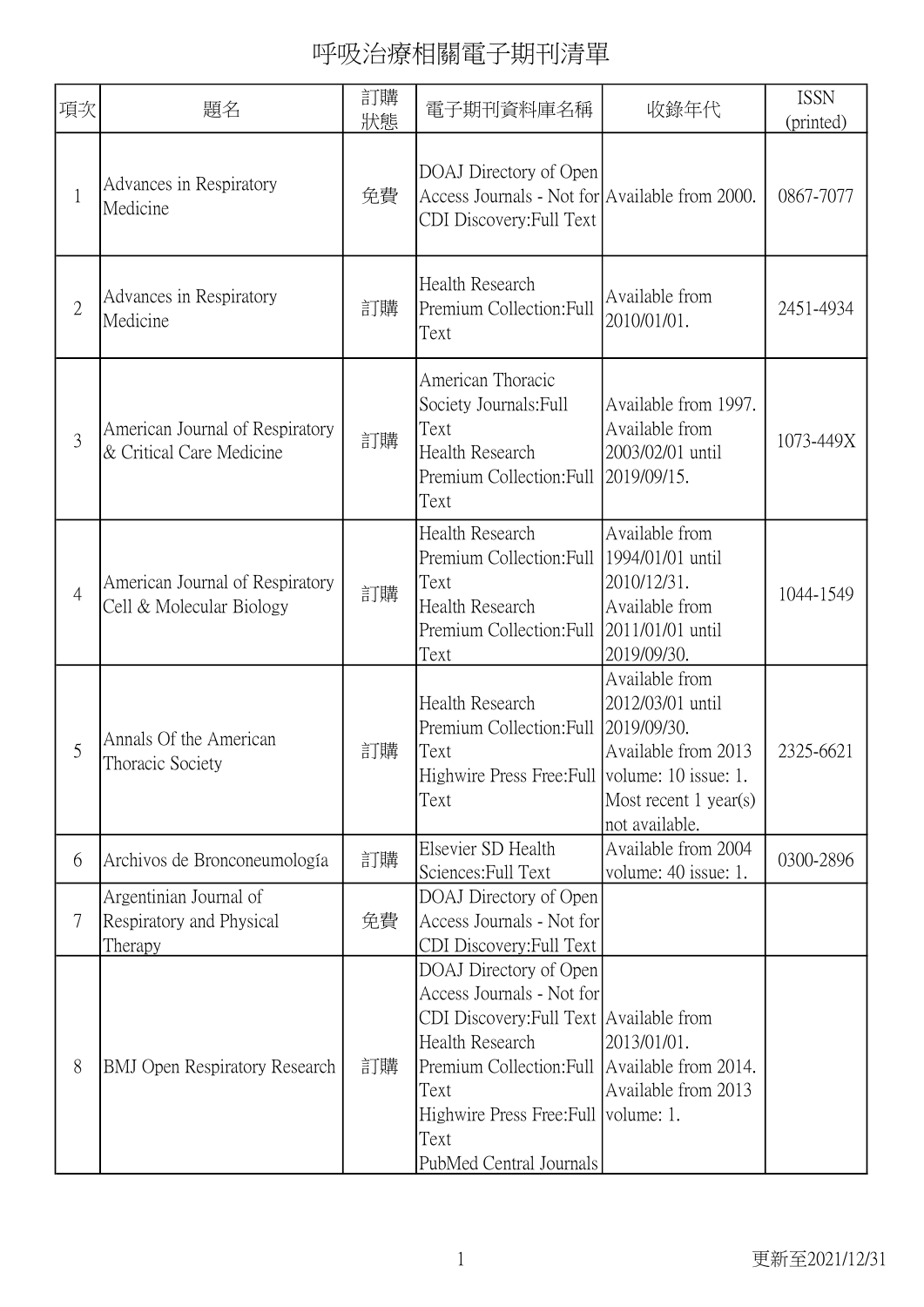# 呼吸治療相關電子期刊清單

| 項次 | 題名 | 訂購狀態 | 電子期刊資料庫名稱 | 收錄年代 | ISSN (printed) |
|---|---|---|---|---|---|
| 1 | Advances in Respiratory Medicine | 免費 | DOAJ Directory of Open Access Journals - Not for CDI Discovery:Full Text | Available from 2000. | 0867-7077 |
| 2 | Advances in Respiratory Medicine | 訂購 | Health Research Premium Collection:Full Text | Available from 2010/01/01. | 2451-4934 |
| 3 | American Journal of Respiratory & Critical Care Medicine | 訂購 | American Thoracic Society Journals:Full Text<br>Health Research Premium Collection:Full Text | Available from 1997.<br>Available from 2003/02/01 until 2019/09/15. | 1073-449X |
| 4 | American Journal of Respiratory Cell & Molecular Biology | 訂購 | Health Research Premium Collection:Full Text<br>Health Research Premium Collection:Full Text | Available from 1994/01/01 until 2010/12/31.<br>Available from 2011/01/01 until 2019/09/30. | 1044-1549 |
| 5 | Annals Of the American Thoracic Society | 訂購 | Health Research Premium Collection:Full Text<br>Highwire Press Free:Full Text | Available from 2012/03/01 until 2019/09/30.<br>Available from 2013 volume: 10 issue: 1. Most recent 1 year(s) not available. | 2325-6621 |
| 6 | Archivos de Bronconeumología | 訂購 | Elsevier SD Health Sciences:Full Text | Available from 2004 volume: 40 issue: 1. | 0300-2896 |
| 7 | Argentinian Journal of Respiratory and Physical Therapy | 免費 | DOAJ Directory of Open Access Journals - Not for CDI Discovery:Full Text | | |
| 8 | BMJ Open Respiratory Research | 訂購 | DOAJ Directory of Open Access Journals - Not for CDI Discovery:Full Text<br>Health Research Premium Collection:Full Text<br>Highwire Press Free:Full Text<br>PubMed Central Journals | Available from 2013/01/01.<br>Available from 2014.<br>Available from 2013 volume: 1. | |

更新至2021/12/31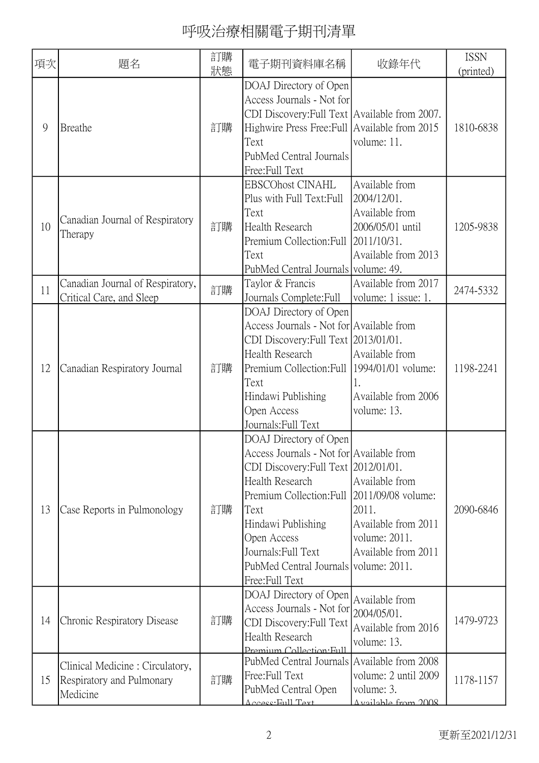# 呼吸治療相關電子期刊清單

| 項次 | 題名 | 訂購狀態 | 電子期刊資料庫名稱 | 收錄年代 | ISSN (printed) |
|---|---|---|---|---|---|
| 9 | Breathe | 訂購 | DOAJ Directory of Open Access Journals - Not for CDI Discovery:Full Text<br>Highwire Press Free:Full Text<br>PubMed Central Journals Free:Full Text | Available from 2007.<br>Available from 2015 volume: 11. | 1810-6838 |
| 10 | Canadian Journal of Respiratory Therapy | 訂購 | EBSCOhost CINAHL Plus with Full Text:Full Text<br>Health Research Premium Collection:Full Text<br>PubMed Central Journals | Available from 2004/12/01.<br>Available from 2006/05/01 until 2011/10/31.<br>Available from 2013 volume: 49. | 1205-9838 |
| 11 | Canadian Journal of Respiratory, Critical Care, and Sleep | 訂購 | Taylor & Francis Journals Complete:Full | Available from 2017 volume: 1 issue: 1. | 2474-5332 |
| 12 | Canadian Respiratory Journal | 訂購 | DOAJ Directory of Open Access Journals - Not for CDI Discovery:Full Text<br>Health Research Premium Collection:Full Text<br>Hindawi Publishing Open Access Journals:Full Text | Available from 2013/01/01.<br>Available from 1994/01/01 volume: 1.<br>Available from 2006 volume: 13. | 1198-2241 |
| 13 | Case Reports in Pulmonology | 訂購 | DOAJ Directory of Open Access Journals - Not for CDI Discovery:Full Text<br>Health Research Premium Collection:Full Text<br>Hindawi Publishing Open Access Journals:Full Text<br>PubMed Central Journals Free:Full Text | Available from 2012/01/01.<br>Available from 2011/09/08 volume: 2011.<br>Available from 2011 volume: 2011.<br>Available from 2011 volume: 2011. | 2090-6846 |
| 14 | Chronic Respiratory Disease | 訂購 | DOAJ Directory of Open Access Journals - Not for CDI Discovery:Full Text<br>Health Research Premium Collection:Full | Available from 2004/05/01.<br>Available from 2016 volume: 13. | 1479-9723 |
| 15 | Clinical Medicine : Circulatory, Respiratory and Pulmonary Medicine | 訂購 | PubMed Central Journals Free:Full Text<br>PubMed Central Open Access:Full Text | Available from 2008 volume: 2 until 2009 volume: 3.<br>Available from 2008 | 1178-1157 |

更新至2021/12/31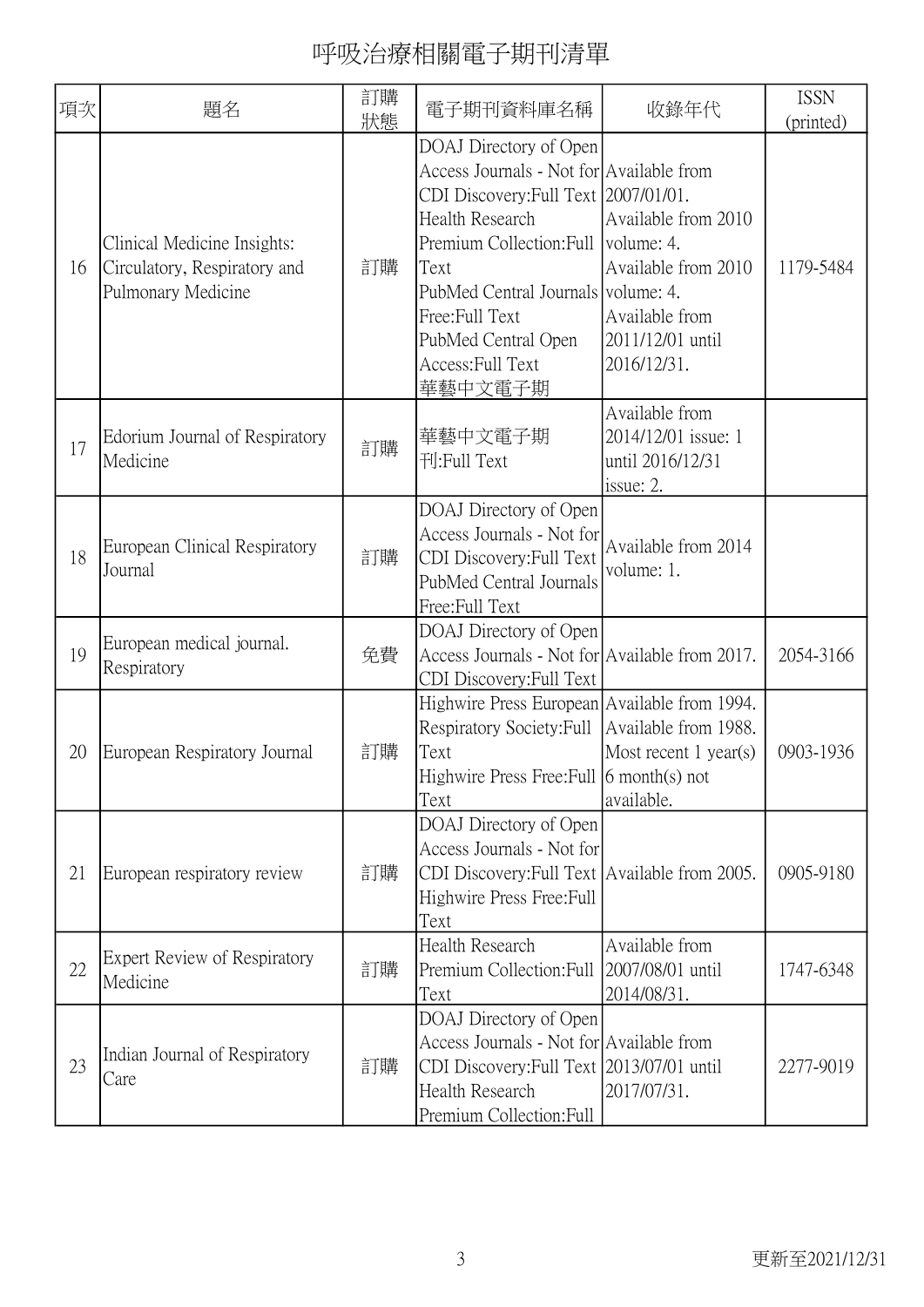# 呼吸治療相關電子期刊清單

| 項次 | 題名 | 訂購狀態 | 電子期刊資料庫名稱 | 收錄年代 | ISSN (printed) |
| --- | --- | --- | --- | --- | --- |
| 16 | Clinical Medicine Insights: Circulatory, Respiratory and Pulmonary Medicine | 訂購 | DOAJ Directory of Open Access Journals - Not for CDI Discovery:Full Text<br>Health Research Premium Collection:Full Text<br>PubMed Central Journals Free:Full Text<br>PubMed Central Open Access:Full Text<br>華藝中文電子期 | Available from 2007/01/01.<br>Available from 2010 volume: 4.<br>Available from 2010 volume: 4.<br>Available from 2011/12/01 until 2016/12/31. | 1179-5484 |
| 17 | Edorium Journal of Respiratory Medicine | 訂購 | 華藝中文電子期刊:Full Text | Available from 2014/12/01 issue: 1 until 2016/12/31 issue: 2. | |
| 18 | European Clinical Respiratory Journal | 訂購 | DOAJ Directory of Open Access Journals - Not for CDI Discovery:Full Text<br>PubMed Central Journals Free:Full Text | Available from 2014 volume: 1. | |
| 19 | European medical journal. Respiratory | 免費 | DOAJ Directory of Open Access Journals - Not for CDI Discovery:Full Text | Available from 2017. | 2054-3166 |
| 20 | European Respiratory Journal | 訂購 | Highwire Press European Respiratory Society:Full Text<br>Highwire Press Free:Full Text | Available from 1994.<br>Available from 1988. Most recent 1 year(s) 6 month(s) not available. | 0903-1936 |
| 21 | European respiratory review | 訂購 | DOAJ Directory of Open Access Journals - Not for CDI Discovery:Full Text<br>Highwire Press Free:Full Text | Available from 2005. | 0905-9180 |
| 22 | Expert Review of Respiratory Medicine | 訂購 | Health Research Premium Collection:Full Text | Available from 2007/08/01 until 2014/08/31. | 1747-6348 |
| 23 | Indian Journal of Respiratory Care | 訂購 | DOAJ Directory of Open Access Journals - Not for CDI Discovery:Full Text<br>Health Research Premium Collection:Full | Available from 2013/07/01 until 2017/07/31. | 2277-9019 |

更新至2021/12/31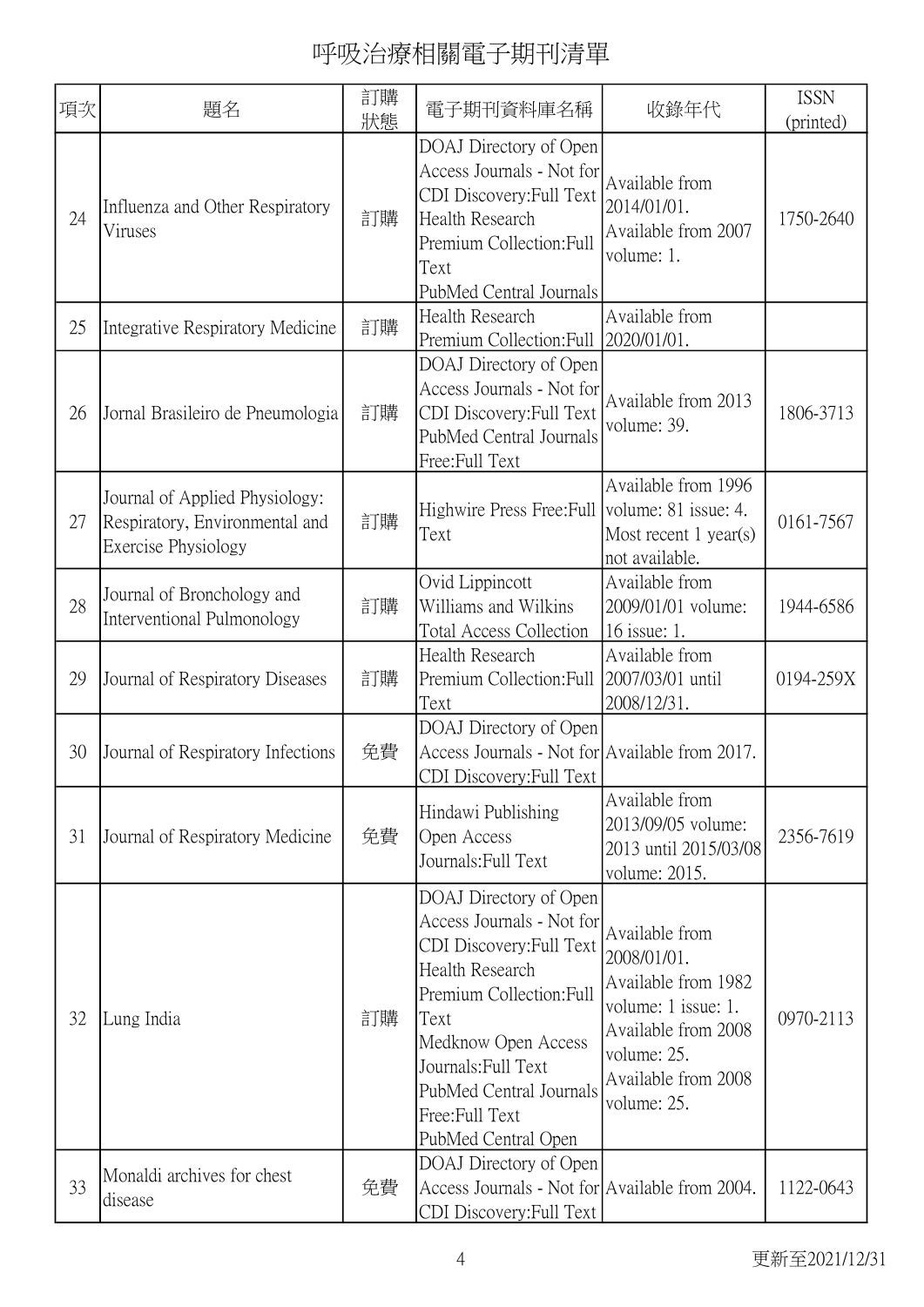# 呼吸治療相關電子期刊清單

| 項次 | 題名 | 訂購狀態 | 電子期刊資料庫名稱 | 收錄年代 | ISSN (printed) |
| --- | --- | --- | --- | --- | --- |
| 24 | Influenza and Other Respiratory Viruses | 訂購 | DOAJ Directory of Open Access Journals - Not for CDI Discovery:Full Text<br>Health Research Premium Collection:Full Text<br>PubMed Central Journals | Available from 2014/01/01.<br>Available from 2007 volume: 1. | 1750-2640 |
| 25 | Integrative Respiratory Medicine | 訂購 | Health Research Premium Collection:Full | Available from 2020/01/01. | |
| 26 | Jornal Brasileiro de Pneumologia | 訂購 | DOAJ Directory of Open Access Journals - Not for CDI Discovery:Full Text<br>PubMed Central Journals Free:Full Text | Available from 2013 volume: 39. | 1806-3713 |
| 27 | Journal of Applied Physiology: Respiratory, Environmental and Exercise Physiology | 訂購 | Highwire Press Free:Full Text | Available from 1996 volume: 81 issue: 4. Most recent 1 year(s) not available. | 0161-7567 |
| 28 | Journal of Bronchology and Interventional Pulmonology | 訂購 | Ovid Lippincott Williams and Wilkins Total Access Collection | Available from 2009/01/01 volume: 16 issue: 1. | 1944-6586 |
| 29 | Journal of Respiratory Diseases | 訂購 | Health Research Premium Collection:Full Text | Available from 2007/03/01 until 2008/12/31. | 0194-259X |
| 30 | Journal of Respiratory Infections | 免費 | DOAJ Directory of Open Access Journals - Not for CDI Discovery:Full Text | Available from 2017. | |
| 31 | Journal of Respiratory Medicine | 免費 | Hindawi Publishing Open Access Journals:Full Text | Available from 2013/09/05 volume: 2013 until 2015/03/08 volume: 2015. | 2356-7619 |
| 32 | Lung India | 訂購 | DOAJ Directory of Open Access Journals - Not for CDI Discovery:Full Text<br>Health Research Premium Collection:Full Text<br>Medknow Open Access Journals:Full Text<br>PubMed Central Journals Free:Full Text<br>PubMed Central Open | Available from 2008/01/01.<br>Available from 1982 volume: 1 issue: 1.<br>Available from 2008 volume: 25.<br>Available from 2008 volume: 25. | 0970-2113 |
| 33 | Monaldi archives for chest disease | 免費 | DOAJ Directory of Open Access Journals - Not for CDI Discovery:Full Text | Available from 2004. | 1122-0643 |

更新至2021/12/31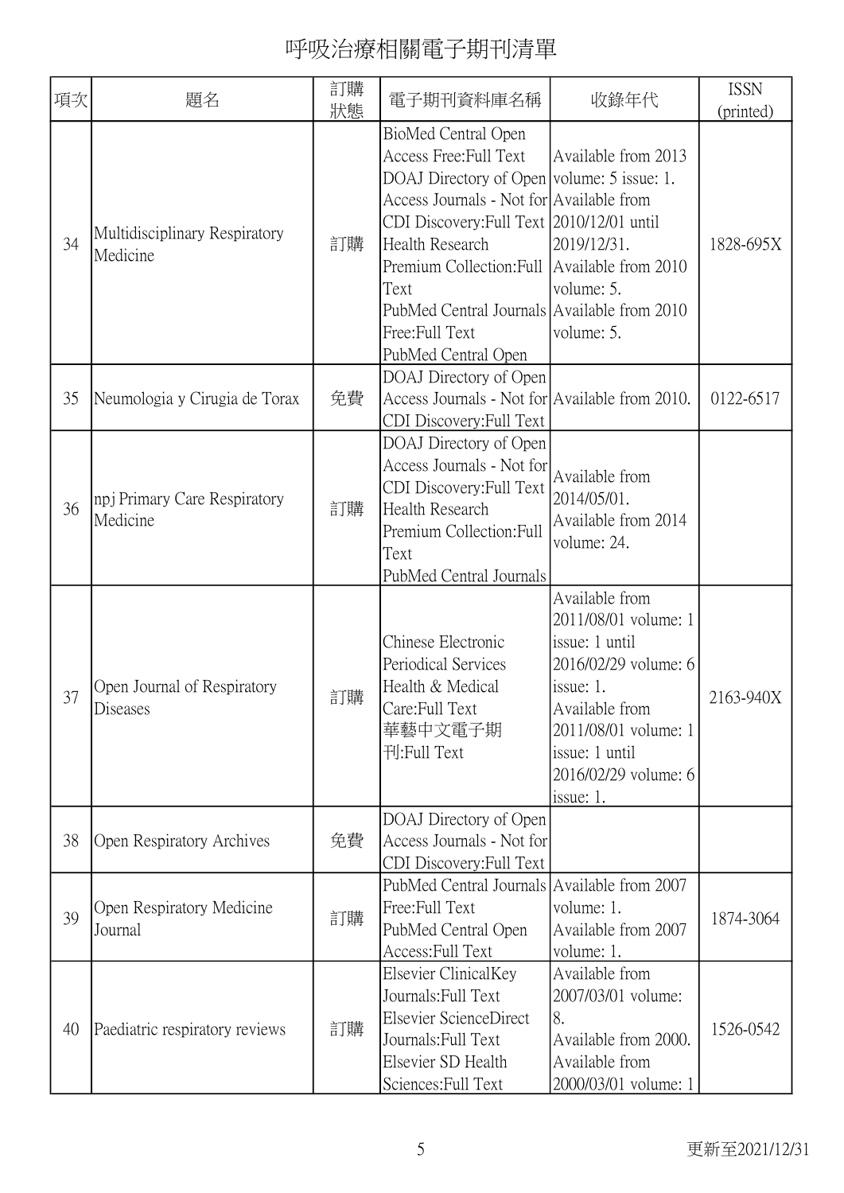# 呼吸治療相關電子期刊清單

| 項次 | 題名 | 訂購狀態 | 電子期刊資料庫名稱 | 收錄年代 | ISSN (printed) |
| --- | --- | --- | --- | --- | --- |
| 34 | Multidisciplinary Respiratory Medicine | 訂購 | BioMed Central Open Access Free:Full Text DOAJ Directory of Open Access Journals - Not for CDI Discovery:Full Text Health Research Premium Collection:Full Text PubMed Central Journals Free:Full Text PubMed Central Open | Available from 2013 volume: 5 issue: 1. Available from 2010/12/01 until 2019/12/31. Available from 2010 volume: 5. Available from 2010 volume: 5. | 1828-695X |
| 35 | Neumologia y Cirugia de Torax | 免費 | DOAJ Directory of Open Access Journals - Not for CDI Discovery:Full Text | Available from 2010. | 0122-6517 |
| 36 | npj Primary Care Respiratory Medicine | 訂購 | DOAJ Directory of Open Access Journals - Not for CDI Discovery:Full Text Health Research Premium Collection:Full Text PubMed Central Journals | Available from 2014/05/01. Available from 2014 volume: 24. | |
| 37 | Open Journal of Respiratory Diseases | 訂購 | Chinese Electronic Periodical Services Health & Medical Care:Full Text 華藝中文電子期刊:Full Text | Available from 2011/08/01 volume: 1 issue: 1 until 2016/02/29 volume: 6 issue: 1. Available from 2011/08/01 volume: 1 issue: 1 until 2016/02/29 volume: 6 issue: 1. | 2163-940X |
| 38 | Open Respiratory Archives | 免費 | DOAJ Directory of Open Access Journals - Not for CDI Discovery:Full Text | | |
| 39 | Open Respiratory Medicine Journal | 訂購 | PubMed Central Journals Free:Full Text PubMed Central Open Access:Full Text | Available from 2007 volume: 1. Available from 2007 volume: 1. | 1874-3064 |
| 40 | Paediatric respiratory reviews | 訂購 | Elsevier ClinicalKey Journals:Full Text Elsevier ScienceDirect Journals:Full Text Elsevier SD Health Sciences:Full Text | Available from 2007/03/01 volume: 8. Available from 2000. Available from 2000/03/01 volume: 1 | 1526-0542 |

更新至2021/12/31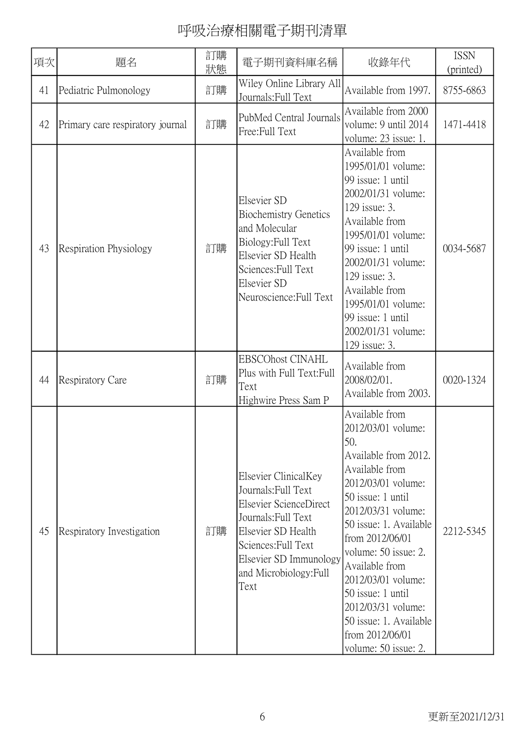# 呼吸治療相關電子期刊清單

| 項次 | 題名 | 訂購狀態 | 電子期刊資料庫名稱 | 收錄年代 | ISSN (printed) |
|---|---|---|---|---|---|
| 41 | Pediatric Pulmonology | 訂購 | Wiley Online Library All Journals:Full Text | Available from 1997. | 8755-6863 |
| 42 | Primary care respiratory journal | 訂購 | PubMed Central Journals Free:Full Text | Available from 2000 volume: 9 until 2014 volume: 23 issue: 1. | 1471-4418 |
| 43 | Respiration Physiology | 訂購 | Elsevier SD Biochemistry Genetics and Molecular Biology:Full Text<br>Elsevier SD Health Sciences:Full Text<br>Elsevier SD Neuroscience:Full Text | Available from 1995/01/01 volume: 99 issue: 1 until 2002/01/31 volume: 129 issue: 3.<br>Available from 1995/01/01 volume: 99 issue: 1 until 2002/01/31 volume: 129 issue: 3.<br>Available from 1995/01/01 volume: 99 issue: 1 until 2002/01/31 volume: 129 issue: 3. | 0034-5687 |
| 44 | Respiratory Care | 訂購 | EBSCOhost CINAHL Plus with Full Text:Full Text<br>Highwire Press Sam P | Available from 2008/02/01.<br>Available from 2003. | 0020-1324 |
| 45 | Respiratory Investigation | 訂購 | Elsevier ClinicalKey Journals:Full Text<br>Elsevier ScienceDirect Journals:Full Text<br>Elsevier SD Health Sciences:Full Text<br>Elsevier SD Immunology and Microbiology:Full Text | Available from 2012/03/01 volume: 50.<br>Available from 2012.<br>Available from 2012/03/01 volume: 50 issue: 1 until 2012/03/31 volume: 50 issue: 1. Available from 2012/06/01 volume: 50 issue: 2.<br>Available from 2012/03/01 volume: 50 issue: 1 until 2012/03/31 volume: 50 issue: 1. Available from 2012/06/01 volume: 50 issue: 2. | 2212-5345 |

更新至2021/12/31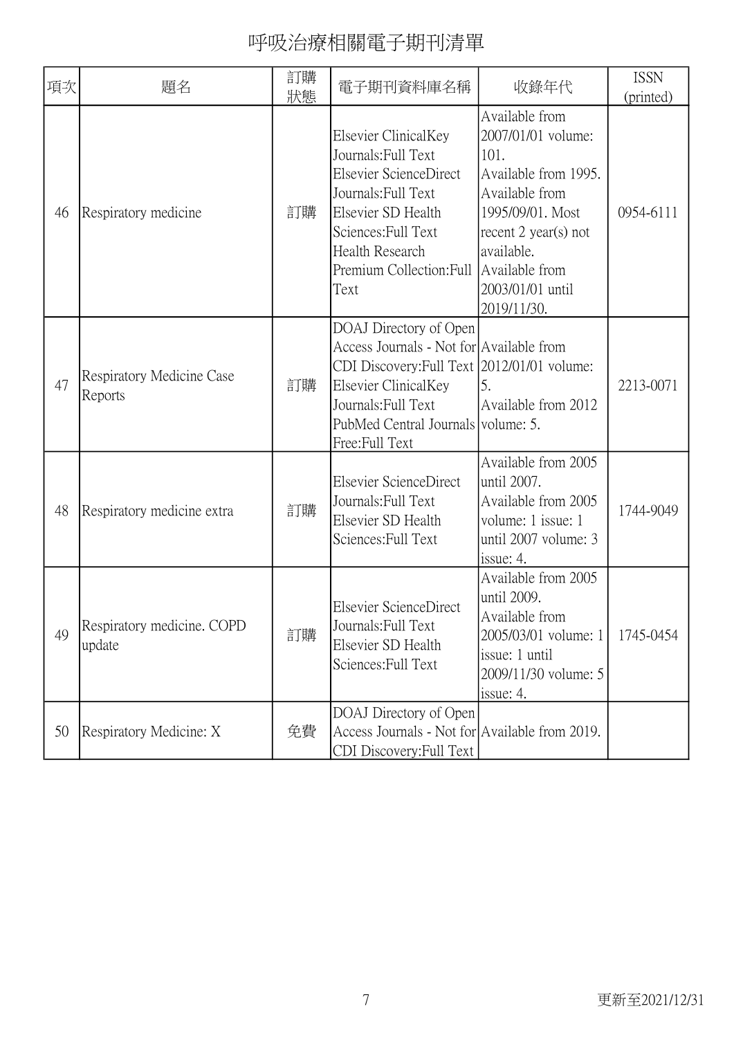# 呼吸治療相關電子期刊清單

| 項次 | 題名 | 訂購狀態 | 電子期刊資料庫名稱 | 收錄年代 | ISSN (printed) |
|---|---|---|---|---|---|
| 46 | Respiratory medicine | 訂購 | Elsevier ClinicalKey Journals:Full Text<br>Elsevier ScienceDirect Journals:Full Text<br>Elsevier SD Health Sciences:Full Text<br>Health Research Premium Collection:Full Text | Available from 2007/01/01 volume: 101.<br>Available from 1995.<br>Available from 1995/09/01. Most recent 2 year(s) not available.<br>Available from 2003/01/01 until 2019/11/30. | 0954-6111 |
| 47 | Respiratory Medicine Case Reports | 訂購 | DOAJ Directory of Open Access Journals - Not for CDI Discovery:Full Text<br>Elsevier ClinicalKey Journals:Full Text<br>PubMed Central Journals Free:Full Text | Available from 2012/01/01 volume: 5.<br>Available from 2012 volume: 5. | 2213-0071 |
| 48 | Respiratory medicine extra | 訂購 | Elsevier ScienceDirect Journals:Full Text<br>Elsevier SD Health Sciences:Full Text | Available from 2005 until 2007.<br>Available from 2005 volume: 1 issue: 1 until 2007 volume: 3 issue: 4. | 1744-9049 |
| 49 | Respiratory medicine. COPD update | 訂購 | Elsevier ScienceDirect Journals:Full Text<br>Elsevier SD Health Sciences:Full Text | Available from 2005 until 2009.<br>Available from 2005/03/01 volume: 1 issue: 1 until 2009/11/30 volume: 5 issue: 4. | 1745-0454 |
| 50 | Respiratory Medicine: X | 免費 | DOAJ Directory of Open Access Journals - Not for CDI Discovery:Full Text | Available from 2019. | |

更新至2021/12/31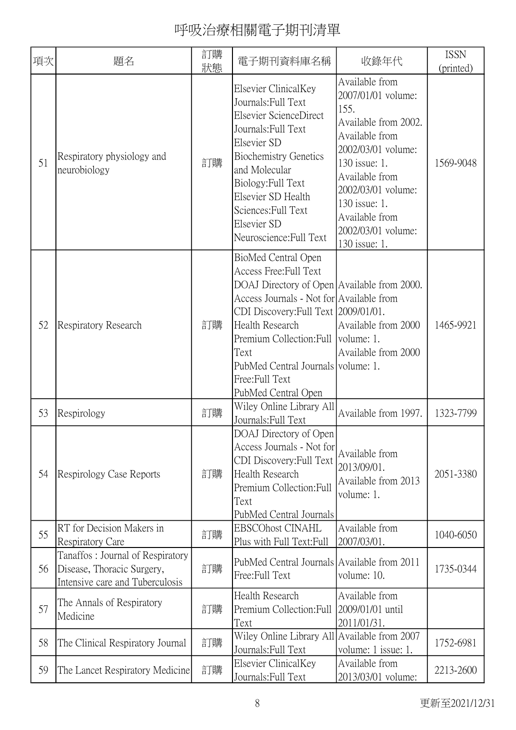# 呼吸治療相關電子期刊清單

| 項次 | 題名 | 訂購狀態 | 電子期刊資料庫名稱 | 收錄年代 | ISSN (printed) |
|---|---|---|---|---|---|
| 51 | Respiratory physiology and neurobiology | 訂購 | Elsevier ClinicalKey Journals:Full Text<br>Elsevier ScienceDirect Journals:Full Text<br>Elsevier SD Biochemistry Genetics and Molecular Biology:Full Text<br>Elsevier SD Health Sciences:Full Text<br>Elsevier SD Neuroscience:Full Text | Available from 2007/01/01 volume: 155.<br>Available from 2002.<br>Available from 2002/03/01 volume: 130 issue: 1.<br>Available from 2002/03/01 volume: 130 issue: 1.<br>Available from 2002/03/01 volume: 130 issue: 1. | 1569-9048 |
| 52 | Respiratory Research | 訂購 | BioMed Central Open Access Free:Full Text<br>DOAJ Directory of Open Access Journals - Not for CDI Discovery:Full Text<br>Health Research Premium Collection:Full Text<br>PubMed Central Journals Free:Full Text<br>PubMed Central Open | Available from 2000.<br>Available from 2009/01/01.<br>Available from 2000 volume: 1.<br>Available from 2000 volume: 1. | 1465-9921 |
| 53 | Respirology | 訂購 | Wiley Online Library All Journals:Full Text | Available from 1997. | 1323-7799 |
| 54 | Respirology Case Reports | 訂購 | DOAJ Directory of Open Access Journals - Not for CDI Discovery:Full Text<br>Health Research Premium Collection:Full Text<br>PubMed Central Journals | Available from 2013/09/01.<br>Available from 2013 volume: 1. | 2051-3380 |
| 55 | RT for Decision Makers in Respiratory Care | 訂購 | EBSCOhost CINAHL Plus with Full Text:Full | Available from 2007/03/01. | 1040-6050 |
| 56 | Tanaffos : Journal of Respiratory Disease, Thoracic Surgery, Intensive care and Tuberculosis | 訂購 | PubMed Central Journals Free:Full Text | Available from 2011 volume: 10. | 1735-0344 |
| 57 | The Annals of Respiratory Medicine | 訂購 | Health Research Premium Collection:Full Text | Available from 2009/01/01 until 2011/01/31. | |
| 58 | The Clinical Respiratory Journal | 訂購 | Wiley Online Library All Journals:Full Text | Available from 2007 volume: 1 issue: 1. | 1752-6981 |
| 59 | The Lancet Respiratory Medicine | 訂購 | Elsevier ClinicalKey Journals:Full Text | Available from 2013/03/01 volume: | 2213-2600 |

更新至2021/12/31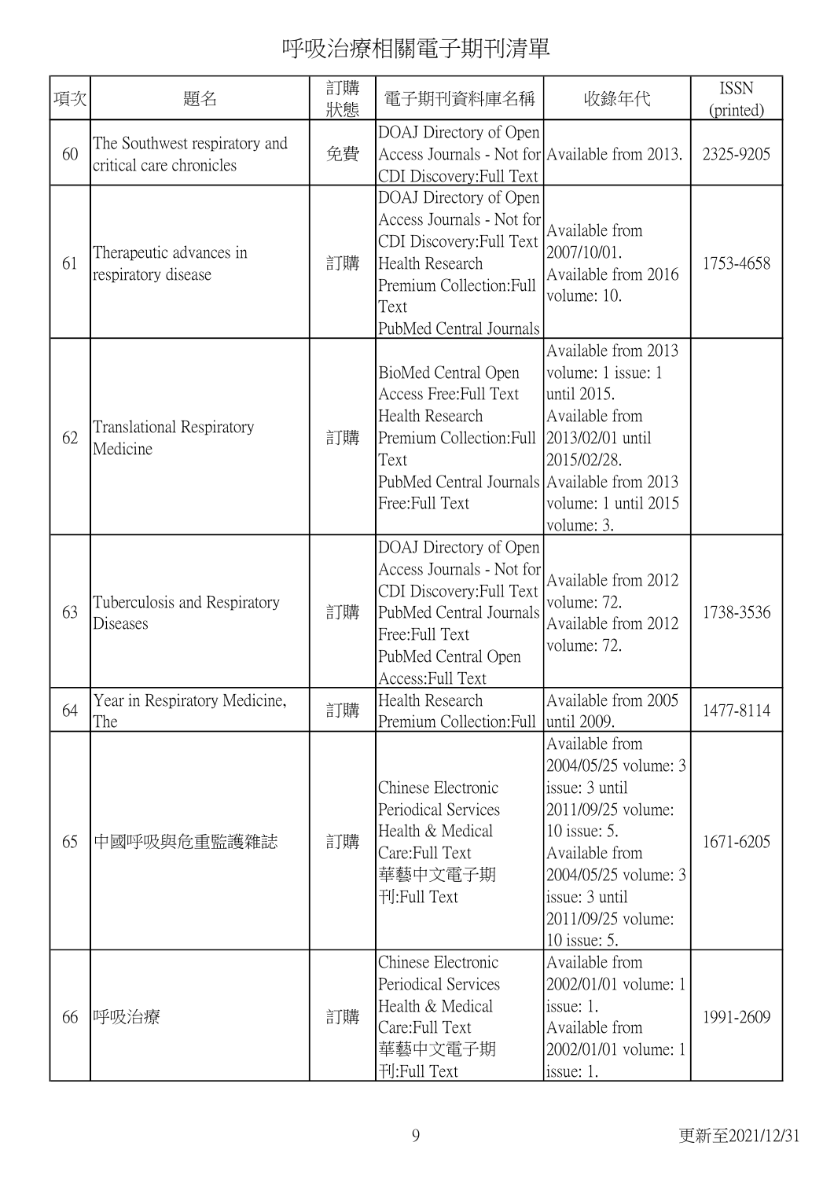# 呼吸治療相關電子期刊清單

| 項次 | 題名 | 訂購狀態 | 電子期刊資料庫名稱 | 收錄年代 | ISSN (printed) |
|---|---|---|---|---|---|
| 60 | The Southwest respiratory and critical care chronicles | 免費 | DOAJ Directory of Open Access Journals - Not for CDI Discovery:Full Text | Available from 2013. | 2325-9205 |
| 61 | Therapeutic advances in respiratory disease | 訂購 | DOAJ Directory of Open Access Journals - Not for CDI Discovery:Full Text<br>Health Research Premium Collection:Full Text<br>PubMed Central Journals | Available from 2007/10/01.<br>Available from 2016 volume: 10. | 1753-4658 |
| 62 | Translational Respiratory Medicine | 訂購 | BioMed Central Open Access Free:Full Text<br>Health Research Premium Collection:Full Text<br>PubMed Central Journals Free:Full Text | Available from 2013 volume: 1 issue: 1 until 2015.<br>Available from 2013/02/01 until 2015/02/28.<br>Available from 2013 volume: 1 until 2015 volume: 3. | |
| 63 | Tuberculosis and Respiratory Diseases | 訂購 | DOAJ Directory of Open Access Journals - Not for CDI Discovery:Full Text<br>PubMed Central Journals Free:Full Text<br>PubMed Central Open Access:Full Text | Available from 2012 volume: 72.<br>Available from 2012 volume: 72. | 1738-3536 |
| 64 | Year in Respiratory Medicine, The | 訂購 | Health Research Premium Collection:Full | Available from 2005 until 2009. | 1477-8114 |
| 65 | 中國呼吸與危重監護雜誌 | 訂購 | Chinese Electronic Periodical Services Health & Medical Care:Full Text<br>華藝中文電子期刊:Full Text | Available from 2004/05/25 volume: 3 issue: 3 until 2011/09/25 volume: 10 issue: 5.<br>Available from 2004/05/25 volume: 3 issue: 3 until 2011/09/25 volume: 10 issue: 5. | 1671-6205 |
| 66 | 呼吸治療 | 訂購 | Chinese Electronic Periodical Services Health & Medical Care:Full Text<br>華藝中文電子期刊:Full Text | Available from 2002/01/01 volume: 1 issue: 1.<br>Available from 2002/01/01 volume: 1 issue: 1. | 1991-2609 |

更新至2021/12/31